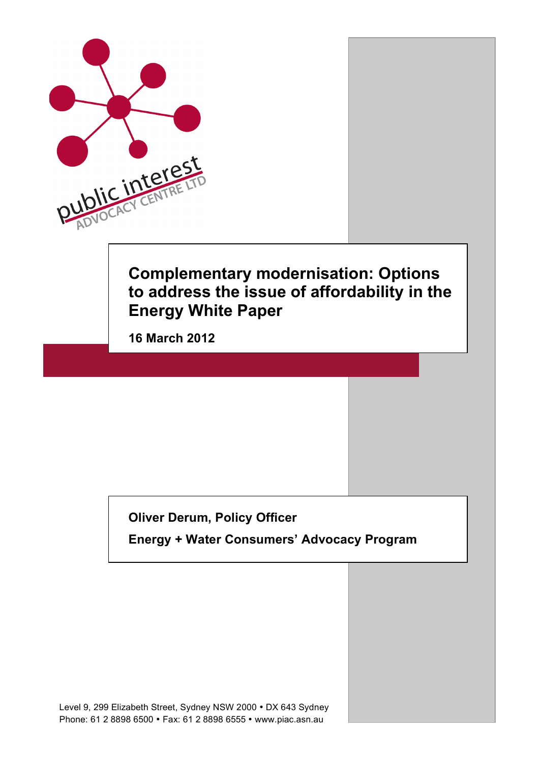public interest
ADVOCACY CENTRE LTD

# Complementary modernisation: Options to address the issue of affordability in the Energy White Paper

**16 March 2012**

**Oliver Derum, Policy Officer**

**Energy + Water Consumers' Advocacy Program**

Level 9, 299 Elizabeth Street, Sydney NSW 2000 • DX 643 Sydney
Phone: 61 2 8898 6500 • Fax: 61 2 8898 6555 • www.piac.asn.au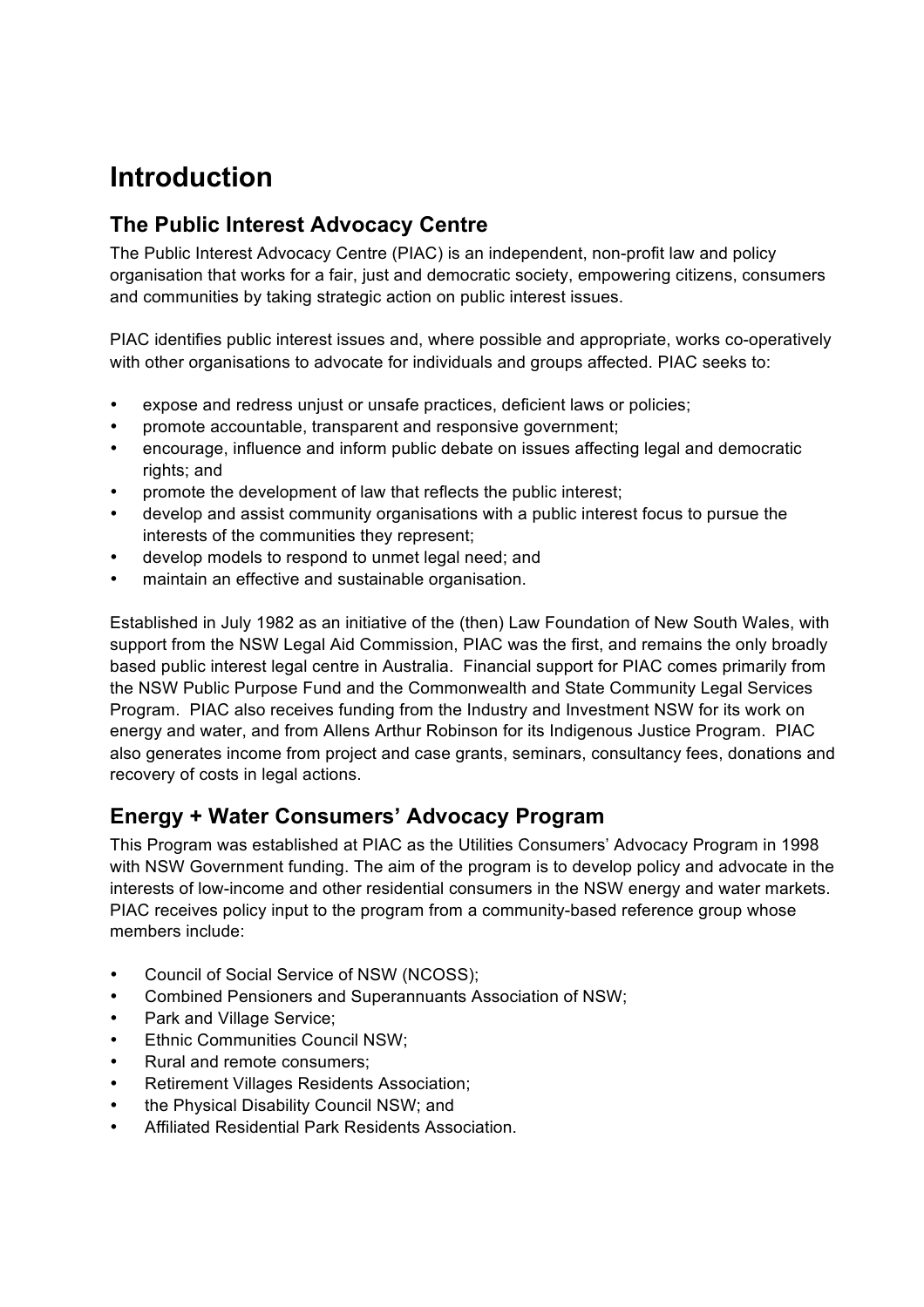# Introduction

## The Public Interest Advocacy Centre

The Public Interest Advocacy Centre (PIAC) is an independent, non-profit law and policy organisation that works for a fair, just and democratic society, empowering citizens, consumers and communities by taking strategic action on public interest issues.

PIAC identifies public interest issues and, where possible and appropriate, works co-operatively with other organisations to advocate for individuals and groups affected. PIAC seeks to:

- expose and redress unjust or unsafe practices, deficient laws or policies;
- promote accountable, transparent and responsive government;
- encourage, influence and inform public debate on issues affecting legal and democratic rights; and
- promote the development of law that reflects the public interest;
- develop and assist community organisations with a public interest focus to pursue the interests of the communities they represent;
- develop models to respond to unmet legal need; and
- maintain an effective and sustainable organisation.

Established in July 1982 as an initiative of the (then) Law Foundation of New South Wales, with support from the NSW Legal Aid Commission, PIAC was the first, and remains the only broadly based public interest legal centre in Australia. Financial support for PIAC comes primarily from the NSW Public Purpose Fund and the Commonwealth and State Community Legal Services Program. PIAC also receives funding from the Industry and Investment NSW for its work on energy and water, and from Allens Arthur Robinson for its Indigenous Justice Program. PIAC also generates income from project and case grants, seminars, consultancy fees, donations and recovery of costs in legal actions.

## Energy + Water Consumers' Advocacy Program

This Program was established at PIAC as the Utilities Consumers' Advocacy Program in 1998 with NSW Government funding. The aim of the program is to develop policy and advocate in the interests of low-income and other residential consumers in the NSW energy and water markets. PIAC receives policy input to the program from a community-based reference group whose members include:

- Council of Social Service of NSW (NCOSS);
- Combined Pensioners and Superannuants Association of NSW;
- Park and Village Service;
- Ethnic Communities Council NSW;
- Rural and remote consumers;
- Retirement Villages Residents Association;
- the Physical Disability Council NSW; and
- Affiliated Residential Park Residents Association.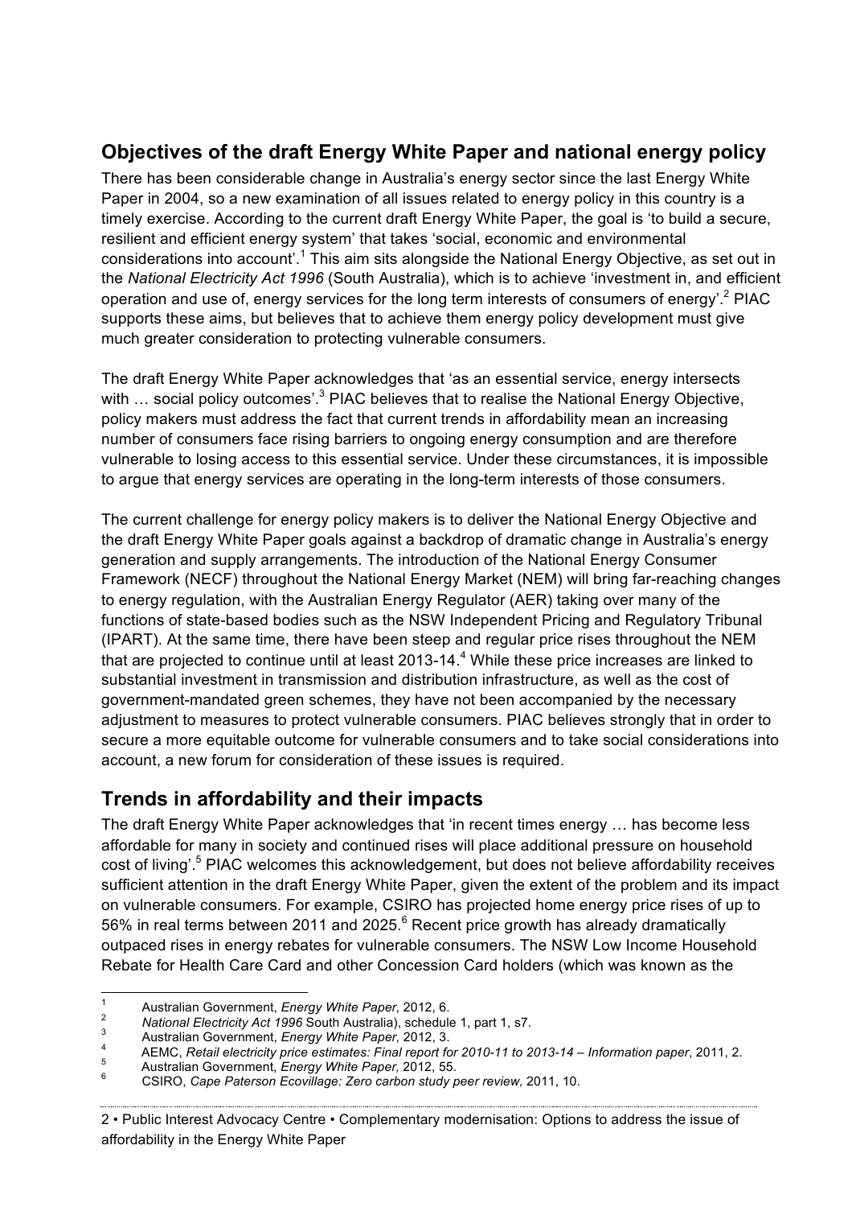## Objectives of the draft Energy White Paper and national energy policy

There has been considerable change in Australia's energy sector since the last Energy White Paper in 2004, so a new examination of all issues related to energy policy in this country is a timely exercise. According to the current draft Energy White Paper, the goal is 'to build a secure, resilient and efficient energy system' that takes 'social, economic and environmental considerations into account'.[1] This aim sits alongside the National Energy Objective, as set out in the *National Electricity Act 1996* (South Australia), which is to achieve 'investment in, and efficient operation and use of, energy services for the long term interests of consumers of energy'.[2] PIAC supports these aims, but believes that to achieve them energy policy development must give much greater consideration to protecting vulnerable consumers.

The draft Energy White Paper acknowledges that 'as an essential service, energy intersects with … social policy outcomes'.[3] PIAC believes that to realise the National Energy Objective, policy makers must address the fact that current trends in affordability mean an increasing number of consumers face rising barriers to ongoing energy consumption and are therefore vulnerable to losing access to this essential service. Under these circumstances, it is impossible to argue that energy services are operating in the long-term interests of those consumers.

The current challenge for energy policy makers is to deliver the National Energy Objective and the draft Energy White Paper goals against a backdrop of dramatic change in Australia's energy generation and supply arrangements. The introduction of the National Energy Consumer Framework (NECF) throughout the National Energy Market (NEM) will bring far-reaching changes to energy regulation, with the Australian Energy Regulator (AER) taking over many of the functions of state-based bodies such as the NSW Independent Pricing and Regulatory Tribunal (IPART). At the same time, there have been steep and regular price rises throughout the NEM that are projected to continue until at least 2013-14.[4] While these price increases are linked to substantial investment in transmission and distribution infrastructure, as well as the cost of government-mandated green schemes, they have not been accompanied by the necessary adjustment to measures to protect vulnerable consumers. PIAC believes strongly that in order to secure a more equitable outcome for vulnerable consumers and to take social considerations into account, a new forum for consideration of these issues is required.

## Trends in affordability and their impacts

The draft Energy White Paper acknowledges that 'in recent times energy … has become less affordable for many in society and continued rises will place additional pressure on household cost of living'.[5] PIAC welcomes this acknowledgement, but does not believe affordability receives sufficient attention in the draft Energy White Paper, given the extent of the problem and its impact on vulnerable consumers. For example, CSIRO has projected home energy price rises of up to 56% in real terms between 2011 and 2025.[6] Recent price growth has already dramatically outpaced rises in energy rebates for vulnerable consumers. The NSW Low Income Household Rebate for Health Care Card and other Concession Card holders (which was known as the

---

[1] Australian Government, *Energy White Paper,* 2012, 6.

[2] *National Electricity Act 1996* South Australia), schedule 1, part 1, s7.

[3] Australian Government, *Energy White Paper,* 2012, 3.

[4] AEMC, *Retail electricity price estimates: Final report for 2010-11 to 2013-14 – Information paper*, 2011, 2.

[5] Australian Government, *Energy White Paper,* 2012, 55.

[6] CSIRO, *Cape Paterson Ecovillage: Zero carbon study peer review,* 2011, 10.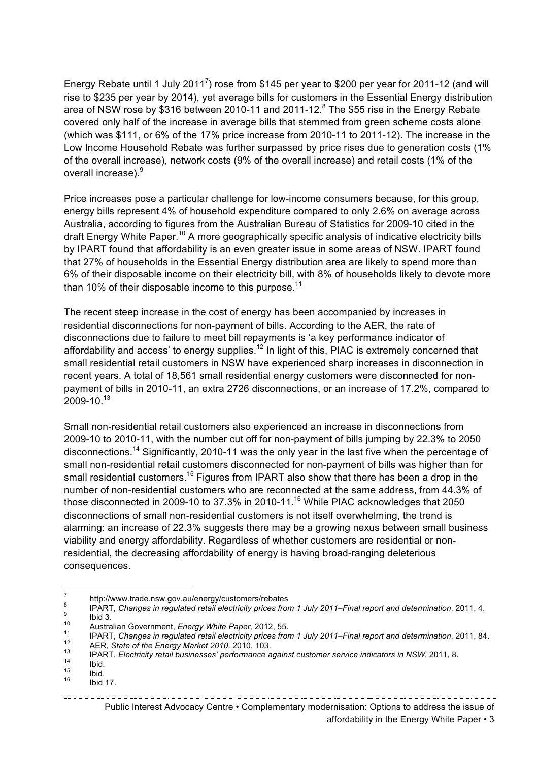Energy Rebate until 1 July 2011[7]) rose from $145 per year to $200 per year for 2011-12 (and will rise to $235 per year by 2014), yet average bills for customers in the Essential Energy distribution area of NSW rose by $316 between 2010-11 and 2011-12.[8] The $55 rise in the Energy Rebate covered only half of the increase in average bills that stemmed from green scheme costs alone (which was $111, or 6% of the 17% price increase from 2010-11 to 2011-12). The increase in the Low Income Household Rebate was further surpassed by price rises due to generation costs (1% of the overall increase), network costs (9% of the overall increase) and retail costs (1% of the overall increase).[9]

Price increases pose a particular challenge for low-income consumers because, for this group, energy bills represent 4% of household expenditure compared to only 2.6% on average across Australia, according to figures from the Australian Bureau of Statistics for 2009-10 cited in the draft Energy White Paper.[10] A more geographically specific analysis of indicative electricity bills by IPART found that affordability is an even greater issue in some areas of NSW. IPART found that 27% of households in the Essential Energy distribution area are likely to spend more than 6% of their disposable income on their electricity bill, with 8% of households likely to devote more than 10% of their disposable income to this purpose.[11]

The recent steep increase in the cost of energy has been accompanied by increases in residential disconnections for non-payment of bills. According to the AER, the rate of disconnections due to failure to meet bill repayments is 'a key performance indicator of affordability and access' to energy supplies.[12] In light of this, PIAC is extremely concerned that small residential retail customers in NSW have experienced sharp increases in disconnection in recent years. A total of 18,561 small residential energy customers were disconnected for non-payment of bills in 2010-11, an extra 2726 disconnections, or an increase of 17.2%, compared to 2009-10.[13]

Small non-residential retail customers also experienced an increase in disconnections from 2009-10 to 2010-11, with the number cut off for non-payment of bills jumping by 22.3% to 2050 disconnections.[14] Significantly, 2010-11 was the only year in the last five when the percentage of small non-residential retail customers disconnected for non-payment of bills was higher than for small residential customers.[15] Figures from IPART also show that there has been a drop in the number of non-residential customers who are reconnected at the same address, from 44.3% of those disconnected in 2009-10 to 37.3% in 2010-11.[16] While PIAC acknowledges that 2050 disconnections of small non-residential customers is not itself overwhelming, the trend is alarming: an increase of 22.3% suggests there may be a growing nexus between small business viability and energy affordability. Regardless of whether customers are residential or non-residential, the decreasing affordability of energy is having broad-ranging deleterious consequences.

---

[7] http://www.trade.nsw.gov.au/energy/customers/rebates

[8] IPART, *Changes in regulated retail electricity prices from 1 July 2011–Final report and determination*, 2011, 4.

[9] Ibid 3.

[10] Australian Government, *Energy White Paper,* 2012, 55.

[11] IPART, *Changes in regulated retail electricity prices from 1 July 2011–Final report and determination*, 2011, 84.

[12] AER, *State of the Energy Market 2010,* 2010, 103.

[13] IPART, *Electricity retail businesses' performance against customer service indicators in NSW*, 2011, 8.

[14] Ibid.

[15] Ibid.

[16] Ibid 17.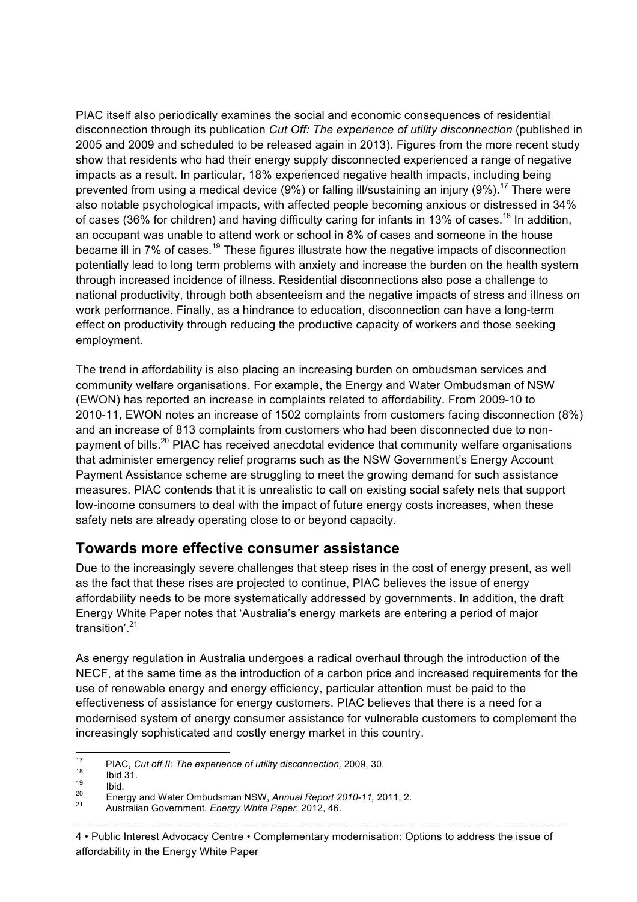PIAC itself also periodically examines the social and economic consequences of residential disconnection through its publication *Cut Off: The experience of utility disconnection* (published in 2005 and 2009 and scheduled to be released again in 2013). Figures from the more recent study show that residents who had their energy supply disconnected experienced a range of negative impacts as a result. In particular, 18% experienced negative health impacts, including being prevented from using a medical device (9%) or falling ill/sustaining an injury (9%).[17] There were also notable psychological impacts, with affected people becoming anxious or distressed in 34% of cases (36% for children) and having difficulty caring for infants in 13% of cases.[18] In addition, an occupant was unable to attend work or school in 8% of cases and someone in the house became ill in 7% of cases.[19] These figures illustrate how the negative impacts of disconnection potentially lead to long term problems with anxiety and increase the burden on the health system through increased incidence of illness. Residential disconnections also pose a challenge to national productivity, through both absenteeism and the negative impacts of stress and illness on work performance. Finally, as a hindrance to education, disconnection can have a long-term effect on productivity through reducing the productive capacity of workers and those seeking employment.

The trend in affordability is also placing an increasing burden on ombudsman services and community welfare organisations. For example, the Energy and Water Ombudsman of NSW (EWON) has reported an increase in complaints related to affordability. From 2009-10 to 2010-11, EWON notes an increase of 1502 complaints from customers facing disconnection (8%) and an increase of 813 complaints from customers who had been disconnected due to non-payment of bills.[20] PIAC has received anecdotal evidence that community welfare organisations that administer emergency relief programs such as the NSW Government's Energy Account Payment Assistance scheme are struggling to meet the growing demand for such assistance measures. PIAC contends that it is unrealistic to call on existing social safety nets that support low-income consumers to deal with the impact of future energy costs increases, when these safety nets are already operating close to or beyond capacity.

## Towards more effective consumer assistance

Due to the increasingly severe challenges that steep rises in the cost of energy present, as well as the fact that these rises are projected to continue, PIAC believes the issue of energy affordability needs to be more systematically addressed by governments. In addition, the draft Energy White Paper notes that 'Australia's energy markets are entering a period of major transition'.[21]

As energy regulation in Australia undergoes a radical overhaul through the introduction of the NECF, at the same time as the introduction of a carbon price and increased requirements for the use of renewable energy and energy efficiency, particular attention must be paid to the effectiveness of assistance for energy customers. PIAC believes that there is a need for a modernised system of energy consumer assistance for vulnerable customers to complement the increasingly sophisticated and costly energy market in this country.

---

[17] PIAC, *Cut off II: The experience of utility disconnection,* 2009, 30.

[18] Ibid 31.

[19] Ibid.

[20] Energy and Water Ombudsman NSW, *Annual Report 2010-11,* 2011, 2.

[21] Australian Government, *Energy White Paper,* 2012, 46.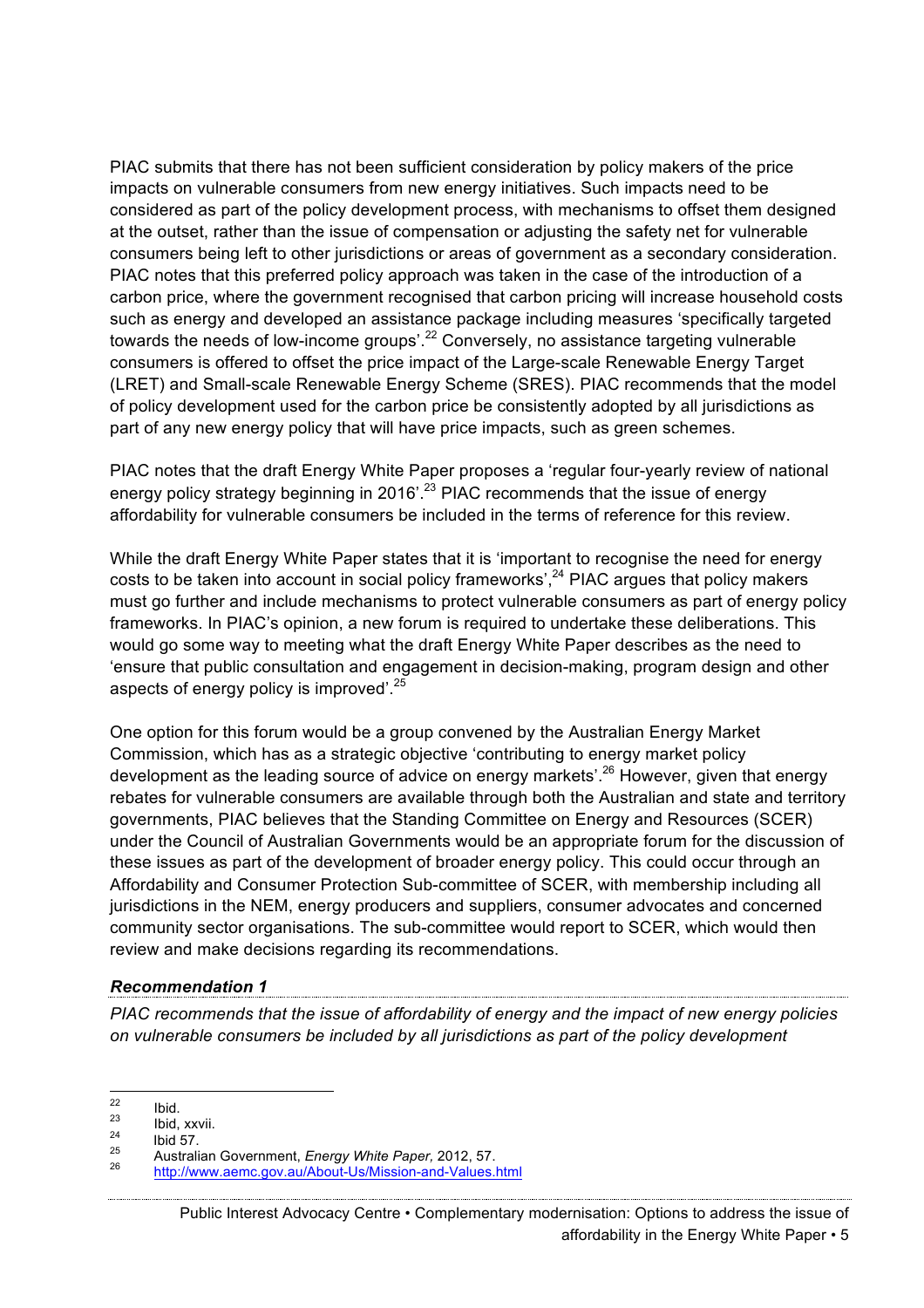PIAC submits that there has not been sufficient consideration by policy makers of the price impacts on vulnerable consumers from new energy initiatives. Such impacts need to be considered as part of the policy development process, with mechanisms to offset them designed at the outset, rather than the issue of compensation or adjusting the safety net for vulnerable consumers being left to other jurisdictions or areas of government as a secondary consideration. PIAC notes that this preferred policy approach was taken in the case of the introduction of a carbon price, where the government recognised that carbon pricing will increase household costs such as energy and developed an assistance package including measures 'specifically targeted towards the needs of low-income groups'.[22] Conversely, no assistance targeting vulnerable consumers is offered to offset the price impact of the Large-scale Renewable Energy Target (LRET) and Small-scale Renewable Energy Scheme (SRES). PIAC recommends that the model of policy development used for the carbon price be consistently adopted by all jurisdictions as part of any new energy policy that will have price impacts, such as green schemes.

PIAC notes that the draft Energy White Paper proposes a 'regular four-yearly review of national energy policy strategy beginning in 2016'.[23] PIAC recommends that the issue of energy affordability for vulnerable consumers be included in the terms of reference for this review.

While the draft Energy White Paper states that it is 'important to recognise the need for energy costs to be taken into account in social policy frameworks',[24] PIAC argues that policy makers must go further and include mechanisms to protect vulnerable consumers as part of energy policy frameworks. In PIAC's opinion, a new forum is required to undertake these deliberations. This would go some way to meeting what the draft Energy White Paper describes as the need to 'ensure that public consultation and engagement in decision-making, program design and other aspects of energy policy is improved'.[25]

One option for this forum would be a group convened by the Australian Energy Market Commission, which has as a strategic objective 'contributing to energy market policy development as the leading source of advice on energy markets'.[26] However, given that energy rebates for vulnerable consumers are available through both the Australian and state and territory governments, PIAC believes that the Standing Committee on Energy and Resources (SCER) under the Council of Australian Governments would be an appropriate forum for the discussion of these issues as part of the development of broader energy policy. This could occur through an Affordability and Consumer Protection Sub-committee of SCER, with membership including all jurisdictions in the NEM, energy producers and suppliers, consumer advocates and concerned community sector organisations. The sub-committee would report to SCER, which would then review and make decisions regarding its recommendations.

***Recommendation 1***

*PIAC recommends that the issue of affordability of energy and the impact of new energy policies on vulnerable consumers be included by all jurisdictions as part of the policy development*

---

[22] Ibid.

[23] Ibid, xxvii.

[24] Ibid 57.

[25] Australian Government, *Energy White Paper,* 2012, 57.

[26] http://www.aemc.gov.au/About-Us/Mission-and-Values.html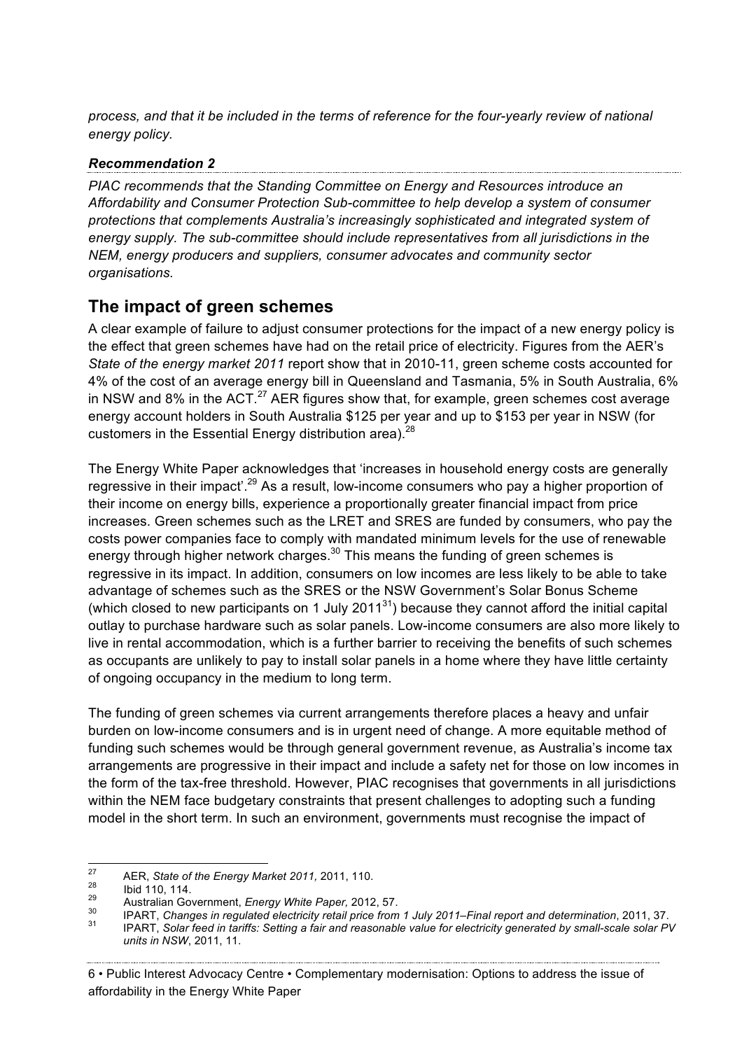*process, and that it be included in the terms of reference for the four-yearly review of national energy policy.*

***Recommendation 2***

*PIAC recommends that the Standing Committee on Energy and Resources introduce an Affordability and Consumer Protection Sub-committee to help develop a system of consumer protections that complements Australia's increasingly sophisticated and integrated system of energy supply. The sub-committee should include representatives from all jurisdictions in the NEM, energy producers and suppliers, consumer advocates and community sector organisations.*

## The impact of green schemes

A clear example of failure to adjust consumer protections for the impact of a new energy policy is the effect that green schemes have had on the retail price of electricity. Figures from the AER's *State of the energy market 2011* report show that in 2010-11, green scheme costs accounted for 4% of the cost of an average energy bill in Queensland and Tasmania, 5% in South Australia, 6% in NSW and 8% in the ACT.[27] AER figures show that, for example, green schemes cost average energy account holders in South Australia $125 per year and up to $153 per year in NSW (for customers in the Essential Energy distribution area).[28]

The Energy White Paper acknowledges that 'increases in household energy costs are generally regressive in their impact'.[29] As a result, low-income consumers who pay a higher proportion of their income on energy bills, experience a proportionally greater financial impact from price increases. Green schemes such as the LRET and SRES are funded by consumers, who pay the costs power companies face to comply with mandated minimum levels for the use of renewable energy through higher network charges.[30] This means the funding of green schemes is regressive in its impact. In addition, consumers on low incomes are less likely to be able to take advantage of schemes such as the SRES or the NSW Government's Solar Bonus Scheme (which closed to new participants on 1 July 2011[31]) because they cannot afford the initial capital outlay to purchase hardware such as solar panels. Low-income consumers are also more likely to live in rental accommodation, which is a further barrier to receiving the benefits of such schemes as occupants are unlikely to pay to install solar panels in a home where they have little certainty of ongoing occupancy in the medium to long term.

The funding of green schemes via current arrangements therefore places a heavy and unfair burden on low-income consumers and is in urgent need of change. A more equitable method of funding such schemes would be through general government revenue, as Australia's income tax arrangements are progressive in their impact and include a safety net for those on low incomes in the form of the tax-free threshold. However, PIAC recognises that governments in all jurisdictions within the NEM face budgetary constraints that present challenges to adopting such a funding model in the short term. In such an environment, governments must recognise the impact of

---

[27] AER, *State of the Energy Market 2011,* 2011, 110.

[28] Ibid 110, 114.

[29] Australian Government, *Energy White Paper,* 2012, 57.

[30] IPART, *Changes in regulated electricity retail price from 1 July 2011–Final report and determination*, 2011, 37.

[31] IPART, *Solar feed in tariffs: Setting a fair and reasonable value for electricity generated by small-scale solar PV units in NSW*, 2011, 11.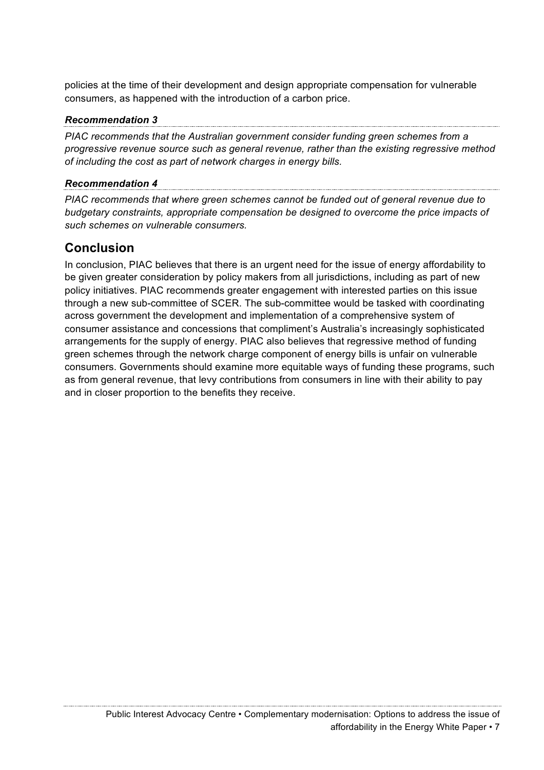policies at the time of their development and design appropriate compensation for vulnerable consumers, as happened with the introduction of a carbon price.

***Recommendation 3***

*PIAC recommends that the Australian government consider funding green schemes from a progressive revenue source such as general revenue, rather than the existing regressive method of including the cost as part of network charges in energy bills.*

***Recommendation 4***

*PIAC recommends that where green schemes cannot be funded out of general revenue due to budgetary constraints, appropriate compensation be designed to overcome the price impacts of such schemes on vulnerable consumers.*

## Conclusion

In conclusion, PIAC believes that there is an urgent need for the issue of energy affordability to be given greater consideration by policy makers from all jurisdictions, including as part of new policy initiatives. PIAC recommends greater engagement with interested parties on this issue through a new sub-committee of SCER. The sub-committee would be tasked with coordinating across government the development and implementation of a comprehensive system of consumer assistance and concessions that compliment's Australia's increasingly sophisticated arrangements for the supply of energy. PIAC also believes that regressive method of funding green schemes through the network charge component of energy bills is unfair on vulnerable consumers. Governments should examine more equitable ways of funding these programs, such as from general revenue, that levy contributions from consumers in line with their ability to pay and in closer proportion to the benefits they receive.